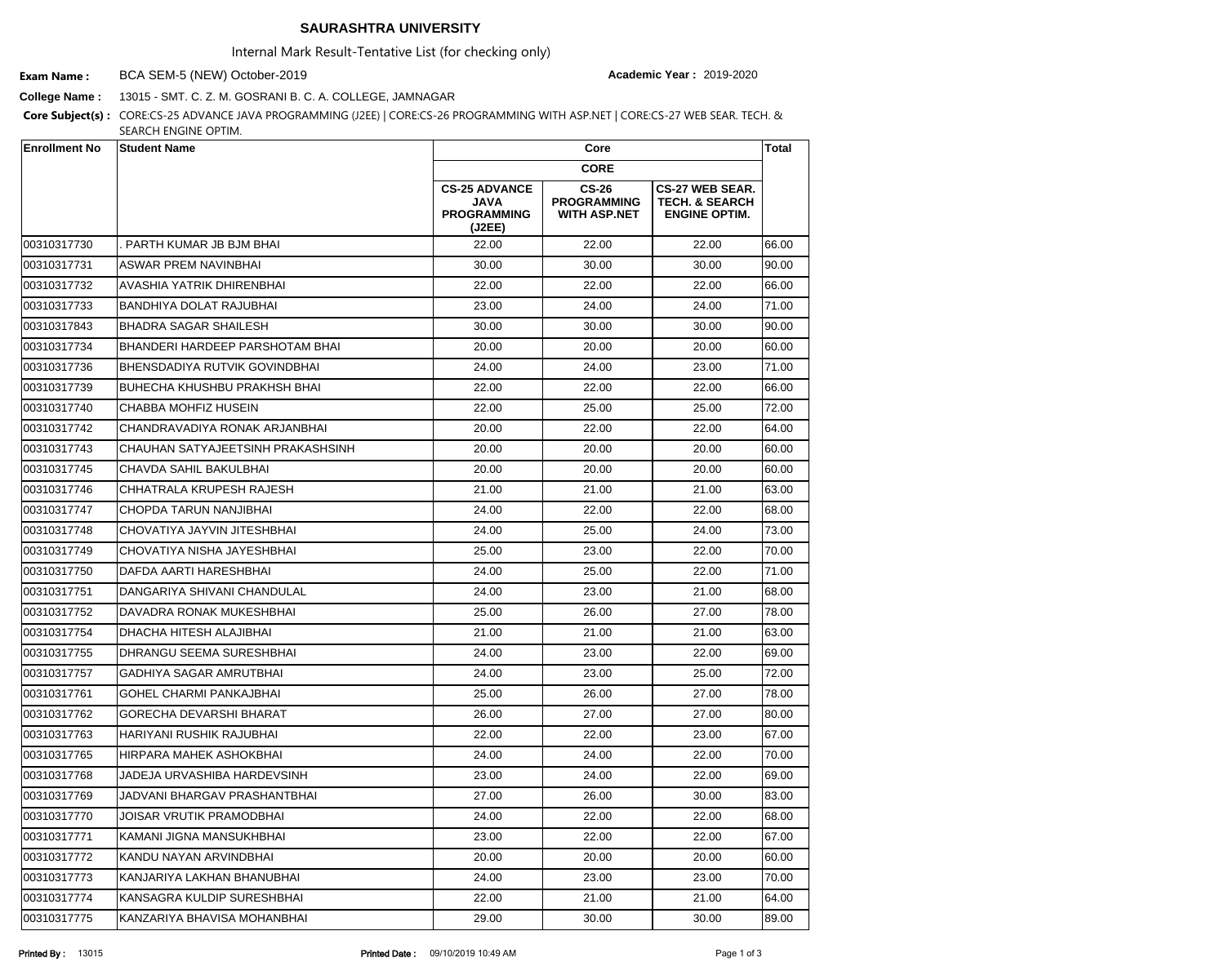# SAURASHTRA UNIVERSITY

Internal Mark Result-Tentative List (for checking only)

**Exam Name :** BCA SEM-5 (NEW) October-2019 **Academic Year :** 2019-2020

**College Name :** 13015 - SMT. C. Z. M. GOSRANI B. C. A. COLLEGE, JAMNAGAR

**Core Subject(s) :** CORE:CS-25 ADVANCE JAVA PROGRAMMING (J2EE) | CORE:CS-26 PROGRAMMING WITH ASP.NET | CORE:CS-27 WEB SEAR. TECH. & SEARCH ENGINE OPTIM.

| Enrollment No | Student Name | Core | | | Total |
|---|---|---|---|---|---|
| | | CORE | | | |
| | | CS-25 ADVANCE JAVA PROGRAMMING (J2EE) | CS-26 PROGRAMMING WITH ASP.NET | CS-27 WEB SEAR. TECH. & SEARCH ENGINE OPTIM. | |
| 00310317730 | . PARTH KUMAR JB BJM BHAI | 22.00 | 22.00 | 22.00 | 66.00 |
| 00310317731 | ASWAR PREM NAVINBHAI | 30.00 | 30.00 | 30.00 | 90.00 |
| 00310317732 | AVASHIA YATRIK DHIRENBHAI | 22.00 | 22.00 | 22.00 | 66.00 |
| 00310317733 | BANDHIYA DOLAT RAJUBHAI | 23.00 | 24.00 | 24.00 | 71.00 |
| 00310317843 | BHADRA SAGAR SHAILESH | 30.00 | 30.00 | 30.00 | 90.00 |
| 00310317734 | BHANDERI HARDEEP PARSHOTAM BHAI | 20.00 | 20.00 | 20.00 | 60.00 |
| 00310317736 | BHENSDADIYA RUTVIK GOVINDBHAI | 24.00 | 24.00 | 23.00 | 71.00 |
| 00310317739 | BUHECHA KHUSHBU PRAKHSH BHAI | 22.00 | 22.00 | 22.00 | 66.00 |
| 00310317740 | CHABBA MOHFIZ HUSEIN | 22.00 | 25.00 | 25.00 | 72.00 |
| 00310317742 | CHANDRAVADIYA RONAK ARJANBHAI | 20.00 | 22.00 | 22.00 | 64.00 |
| 00310317743 | CHAUHAN SATYAJEETSINH PRAKASHSINH | 20.00 | 20.00 | 20.00 | 60.00 |
| 00310317745 | CHAVDA SAHIL BAKULBHAI | 20.00 | 20.00 | 20.00 | 60.00 |
| 00310317746 | CHHATRALA KRUPESH RAJESH | 21.00 | 21.00 | 21.00 | 63.00 |
| 00310317747 | CHOPDA TARUN NANJIBHAI | 24.00 | 22.00 | 22.00 | 68.00 |
| 00310317748 | CHOVATIYA JAYVIN JITESHBHAI | 24.00 | 25.00 | 24.00 | 73.00 |
| 00310317749 | CHOVATIYA NISHA JAYESHBHAI | 25.00 | 23.00 | 22.00 | 70.00 |
| 00310317750 | DAFDA AARTI HARESHBHAI | 24.00 | 25.00 | 22.00 | 71.00 |
| 00310317751 | DANGARIYA SHIVANI CHANDULAL | 24.00 | 23.00 | 21.00 | 68.00 |
| 00310317752 | DAVADRA RONAK MUKESHBHAI | 25.00 | 26.00 | 27.00 | 78.00 |
| 00310317754 | DHACHA HITESH ALAJIBHAI | 21.00 | 21.00 | 21.00 | 63.00 |
| 00310317755 | DHRANGU SEEMA SURESHBHAI | 24.00 | 23.00 | 22.00 | 69.00 |
| 00310317757 | GADHIYA SAGAR AMRUTBHAI | 24.00 | 23.00 | 25.00 | 72.00 |
| 00310317761 | GOHEL CHARMI PANKAJBHAI | 25.00 | 26.00 | 27.00 | 78.00 |
| 00310317762 | GORECHA DEVARSHI BHARAT | 26.00 | 27.00 | 27.00 | 80.00 |
| 00310317763 | HARIYANI RUSHIK RAJUBHAI | 22.00 | 22.00 | 23.00 | 67.00 |
| 00310317765 | HIRPARA MAHEK ASHOKBHAI | 24.00 | 24.00 | 22.00 | 70.00 |
| 00310317768 | JADEJA URVASHIBA HARDEVSINH | 23.00 | 24.00 | 22.00 | 69.00 |
| 00310317769 | JADVANI BHARGAV PRASHANTBHAI | 27.00 | 26.00 | 30.00 | 83.00 |
| 00310317770 | JOISAR VRUTIK PRAMODBHAI | 24.00 | 22.00 | 22.00 | 68.00 |
| 00310317771 | KAMANI JIGNA MANSUKHBHAI | 23.00 | 22.00 | 22.00 | 67.00 |
| 00310317772 | KANDU NAYAN ARVINDBHAI | 20.00 | 20.00 | 20.00 | 60.00 |
| 00310317773 | KANJARIYA LAKHAN BHANUBHAI | 24.00 | 23.00 | 23.00 | 70.00 |
| 00310317774 | KANSAGRA KULDIP SURESHBHAI | 22.00 | 21.00 | 21.00 | 64.00 |
| 00310317775 | KANZARIYA BHAVISA MOHANBHAI | 29.00 | 30.00 | 30.00 | 89.00 |

**Printed By :** 13015 **Printed Date :** 09/10/2019 10:49 AM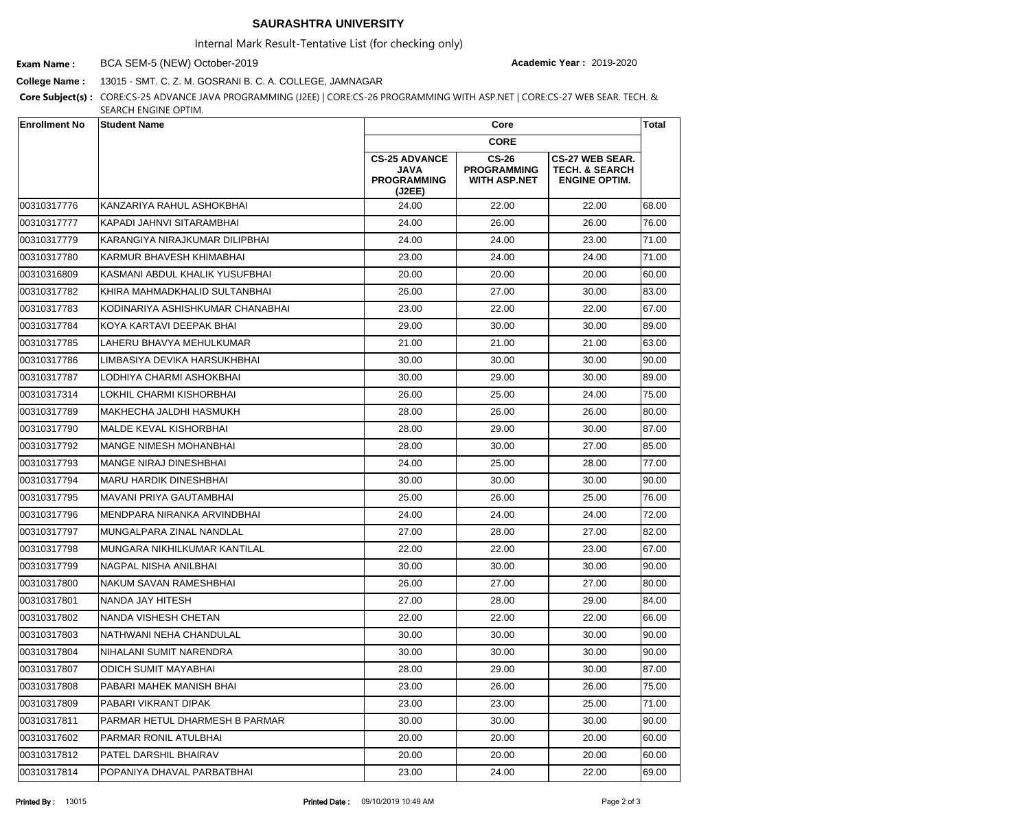**SAURASHTRA UNIVERSITY**

Internal Mark Result-Tentative List (for checking only)

**Exam Name :** BCA SEM-5 (NEW) October-2019 **Academic Year :** 2019-2020

**College Name :** 13015 - SMT. C. Z. M. GOSRANI B. C. A. COLLEGE, JAMNAGAR

**Core Subject(s) :** CORE:CS-25 ADVANCE JAVA PROGRAMMING (J2EE) | CORE:CS-26 PROGRAMMING WITH ASP.NET | CORE:CS-27 WEB SEAR. TECH. & SEARCH ENGINE OPTIM.

| Enrollment No | Student Name | Core | | | Total |
|---|---|---|---|---|---|
| | | CORE | | | |
| | | CS-25 ADVANCE JAVA PROGRAMMING (J2EE) | CS-26 PROGRAMMING WITH ASP.NET | CS-27 WEB SEAR. TECH. & SEARCH ENGINE OPTIM. | |
| 00310317776 | KANZARIYA RAHUL ASHOKBHAI | 24.00 | 22.00 | 22.00 | 68.00 |
| 00310317777 | KAPADI JAHNVI SITARAMBHAI | 24.00 | 26.00 | 26.00 | 76.00 |
| 00310317779 | KARANGIYA NIRAJKUMAR DILIPBHAI | 24.00 | 24.00 | 23.00 | 71.00 |
| 00310317780 | KARMUR BHAVESH KHIMABHAI | 23.00 | 24.00 | 24.00 | 71.00 |
| 00310316809 | KASMANI ABDUL KHALIK YUSUFBHAI | 20.00 | 20.00 | 20.00 | 60.00 |
| 00310317782 | KHIRA MAHMADKHALID SULTANBHAI | 26.00 | 27.00 | 30.00 | 83.00 |
| 00310317783 | KODINARIYA ASHISHKUMAR CHANABHAI | 23.00 | 22.00 | 22.00 | 67.00 |
| 00310317784 | KOYA KARTAVI DEEPAK BHAI | 29.00 | 30.00 | 30.00 | 89.00 |
| 00310317785 | LAHERU BHAVYA MEHULKUMAR | 21.00 | 21.00 | 21.00 | 63.00 |
| 00310317786 | LIMBASIYA DEVIKA HARSUKHBHAI | 30.00 | 30.00 | 30.00 | 90.00 |
| 00310317787 | LODHIYA CHARMI ASHOKBHAI | 30.00 | 29.00 | 30.00 | 89.00 |
| 00310317314 | LOKHIL CHARMI KISHORBHAI | 26.00 | 25.00 | 24.00 | 75.00 |
| 00310317789 | MAKHECHA JALDHI HASMUKH | 28.00 | 26.00 | 26.00 | 80.00 |
| 00310317790 | MALDE KEVAL KISHORBHAI | 28.00 | 29.00 | 30.00 | 87.00 |
| 00310317792 | MANGE NIMESH MOHANBHAI | 28.00 | 30.00 | 27.00 | 85.00 |
| 00310317793 | MANGE NIRAJ DINESHBHAI | 24.00 | 25.00 | 28.00 | 77.00 |
| 00310317794 | MARU HARDIK DINESHBHAI | 30.00 | 30.00 | 30.00 | 90.00 |
| 00310317795 | MAVANI PRIYA GAUTAMBHAI | 25.00 | 26.00 | 25.00 | 76.00 |
| 00310317796 | MENDPARA NIRANKA ARVINDBHAI | 24.00 | 24.00 | 24.00 | 72.00 |
| 00310317797 | MUNGALPARA ZINAL NANDLAL | 27.00 | 28.00 | 27.00 | 82.00 |
| 00310317798 | MUNGARA NIKHILKUMAR KANTILAL | 22.00 | 22.00 | 23.00 | 67.00 |
| 00310317799 | NAGPAL NISHA ANILBHAI | 30.00 | 30.00 | 30.00 | 90.00 |
| 00310317800 | NAKUM SAVAN RAMESHBHAI | 26.00 | 27.00 | 27.00 | 80.00 |
| 00310317801 | NANDA JAY HITESH | 27.00 | 28.00 | 29.00 | 84.00 |
| 00310317802 | NANDA VISHESH CHETAN | 22.00 | 22.00 | 22.00 | 66.00 |
| 00310317803 | NATHWANI NEHA CHANDULAL | 30.00 | 30.00 | 30.00 | 90.00 |
| 00310317804 | NIHALANI SUMIT NARENDRA | 30.00 | 30.00 | 30.00 | 90.00 |
| 00310317807 | ODICH SUMIT MAYABHAI | 28.00 | 29.00 | 30.00 | 87.00 |
| 00310317808 | PABARI MAHEK MANISH BHAI | 23.00 | 26.00 | 26.00 | 75.00 |
| 00310317809 | PABARI VIKRANT DIPAK | 23.00 | 23.00 | 25.00 | 71.00 |
| 00310317811 | PARMAR HETUL DHARMESH B PARMAR | 30.00 | 30.00 | 30.00 | 90.00 |
| 00310317602 | PARMAR RONIL ATULBHAI | 20.00 | 20.00 | 20.00 | 60.00 |
| 00310317812 | PATEL DARSHIL BHAIRAV | 20.00 | 20.00 | 20.00 | 60.00 |
| 00310317814 | POPANIYA DHAVAL PARBATBHAI | 23.00 | 24.00 | 22.00 | 69.00 |

**Printed By :** 13015 **Printed Date :** 09/10/2019 10:49 AM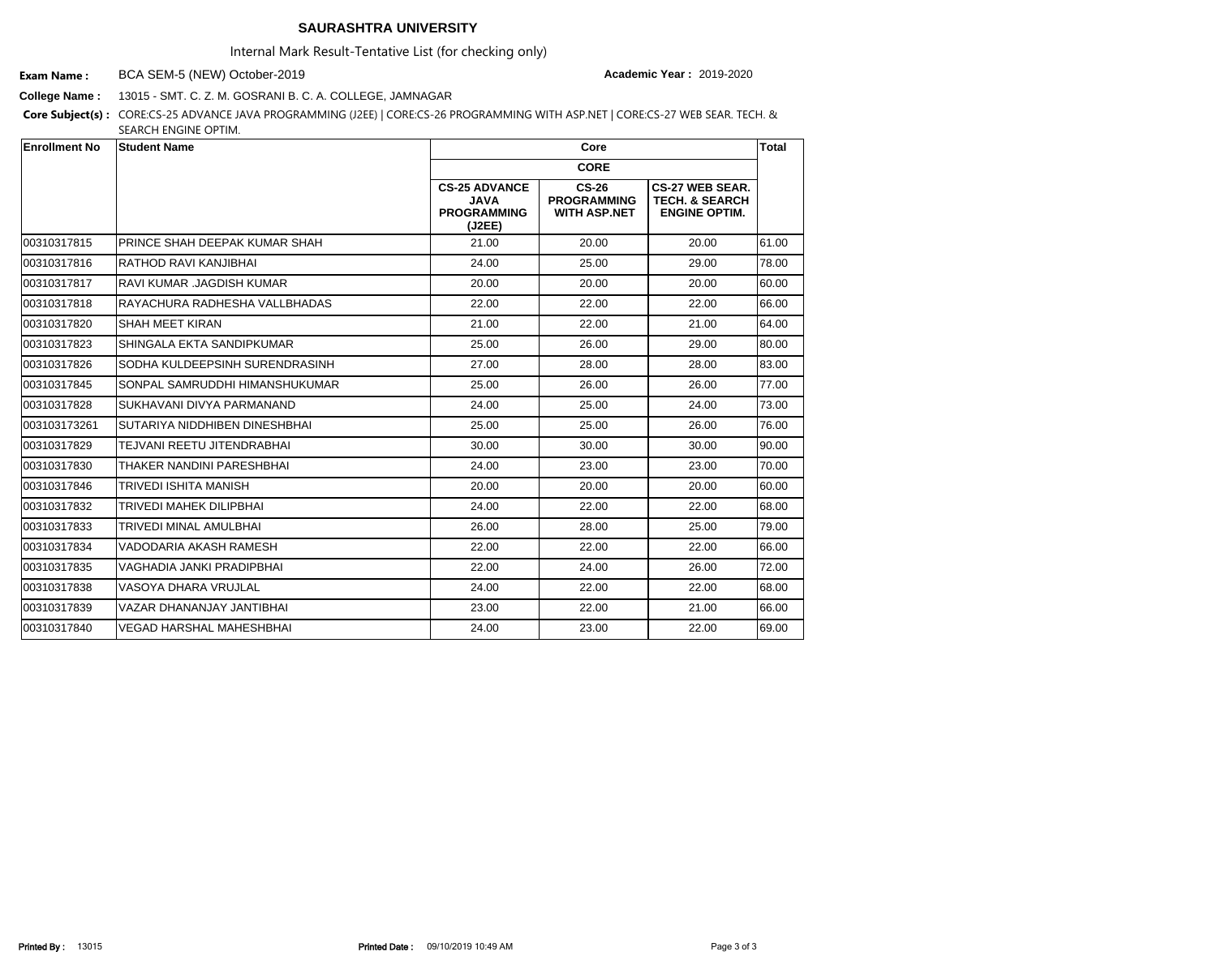# SAURASHTRA UNIVERSITY

Internal Mark Result-Tentative List (for checking only)

**Exam Name :** BCA SEM-5 (NEW) October-2019 **Academic Year :** 2019-2020

**College Name :** 13015 - SMT. C. Z. M. GOSRANI B. C. A. COLLEGE, JAMNAGAR

**Core Subject(s) :** CORE:CS-25 ADVANCE JAVA PROGRAMMING (J2EE) | CORE:CS-26 PROGRAMMING WITH ASP.NET | CORE:CS-27 WEB SEAR. TECH. & SEARCH ENGINE OPTIM.

| Enrollment No | Student Name | Core | | | Total |
|---|---|---|---|---|---|
| | | CORE | | | |
| | | CS-25 ADVANCE JAVA PROGRAMMING (J2EE) | CS-26 PROGRAMMING WITH ASP.NET | CS-27 WEB SEAR. TECH. & SEARCH ENGINE OPTIM. | |
| 00310317815 | PRINCE SHAH DEEPAK KUMAR SHAH | 21.00 | 20.00 | 20.00 | 61.00 |
| 00310317816 | RATHOD RAVI KANJIBHAI | 24.00 | 25.00 | 29.00 | 78.00 |
| 00310317817 | RAVI KUMAR .JAGDISH KUMAR | 20.00 | 20.00 | 20.00 | 60.00 |
| 00310317818 | RAYACHURA RADHESHA VALLBHADAS | 22.00 | 22.00 | 22.00 | 66.00 |
| 00310317820 | SHAH MEET KIRAN | 21.00 | 22.00 | 21.00 | 64.00 |
| 00310317823 | SHINGALA EKTA SANDIPKUMAR | 25.00 | 26.00 | 29.00 | 80.00 |
| 00310317826 | SODHA KULDEEPSINH SURENDRASINH | 27.00 | 28.00 | 28.00 | 83.00 |
| 00310317845 | SONPAL SAMRUDDHI HIMANSHUKUMAR | 25.00 | 26.00 | 26.00 | 77.00 |
| 00310317828 | SUKHAVANI DIVYA PARMANAND | 24.00 | 25.00 | 24.00 | 73.00 |
| 003103173261 | SUTARIYA NIDDHIBEN DINESHBHAI | 25.00 | 25.00 | 26.00 | 76.00 |
| 00310317829 | TEJVANI REETU JITENDRABHAI | 30.00 | 30.00 | 30.00 | 90.00 |
| 00310317830 | THAKER NANDINI PARESHBHAI | 24.00 | 23.00 | 23.00 | 70.00 |
| 00310317846 | TRIVEDI ISHITA MANISH | 20.00 | 20.00 | 20.00 | 60.00 |
| 00310317832 | TRIVEDI MAHEK DILIPBHAI | 24.00 | 22.00 | 22.00 | 68.00 |
| 00310317833 | TRIVEDI MINAL AMULBHAI | 26.00 | 28.00 | 25.00 | 79.00 |
| 00310317834 | VADODARIA AKASH RAMESH | 22.00 | 22.00 | 22.00 | 66.00 |
| 00310317835 | VAGHADIA JANKI PRADIPBHAI | 22.00 | 24.00 | 26.00 | 72.00 |
| 00310317838 | VASOYA DHARA VRUJLAL | 24.00 | 22.00 | 22.00 | 68.00 |
| 00310317839 | VAZAR DHANANJAY JANTIBHAI | 23.00 | 22.00 | 21.00 | 66.00 |
| 00310317840 | VEGAD HARSHAL MAHESHBHAI | 24.00 | 23.00 | 22.00 | 69.00 |

**Printed By :** 13015 **Printed Date :** 09/10/2019 10:49 AM